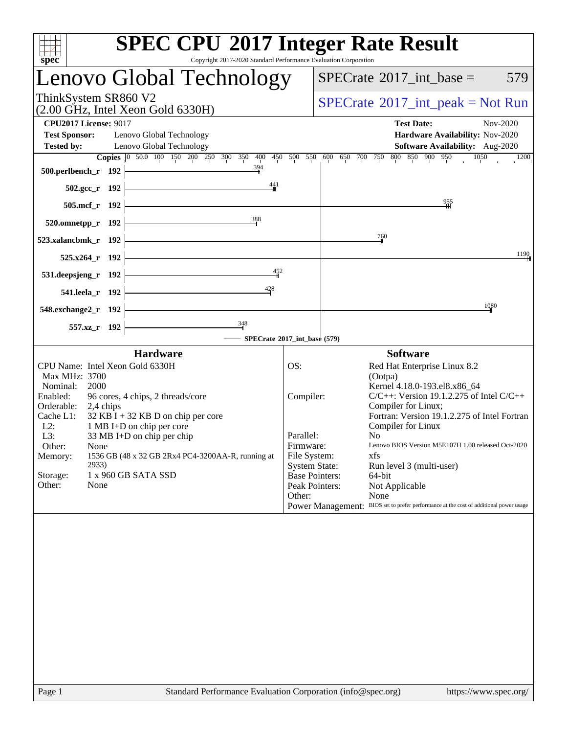# SPEC CPU 2017 Integer Rate Result

Copyright 2017-2020 Standard Performance Evaluation Corporation

## Lenovo Global Technology

ThinkSystem SR860 V2
(2.00 GHz, Intel Xeon Gold 6330H)

SPECrate 2017_int_base = 579

SPECrate 2017_int_peak = Not Run

**CPU2017 License:** 9017
**Test Sponsor:** Lenovo Global Technology
**Tested by:** Lenovo Global Technology

**Test Date:** Nov-2020
**Hardware Availability:** Nov-2020
**Software Availability:** Aug-2020

| Benchmark | Copies | SPECrate 2017_int_base |
|---|---|---|
| 500.perlbench_r | 192 | 394 |
| 502.gcc_r | 192 | 441 |
| 505.mcf_r | 192 | 955 |
| 520.omnetpp_r | 192 | 388 |
| 523.xalancbmk_r | 192 | 760 |
| 525.x264_r | 192 | 1190 |
| 531.deepsjeng_r | 192 | 452 |
| 541.leela_r | 192 | 428 |
| 548.exchange2_r | 192 | 1080 |
| 557.xz_r | 192 | 348 |

SPECrate 2017_int_base (579)

### Hardware

CPU Name: Intel Xeon Gold 6330H
Max MHz: 3700
Nominal: 2000
Enabled: 96 cores, 4 chips, 2 threads/core
Orderable: 2,4 chips
Cache L1: 32 KB I + 32 KB D on chip per core
L2: 1 MB I+D on chip per core
L3: 33 MB I+D on chip per chip
Other: None
Memory: 1536 GB (48 x 32 GB 2Rx4 PC4-3200AA-R, running at 2933)
Storage: 1 x 960 GB SATA SSD
Other: None

### Software

OS: Red Hat Enterprise Linux 8.2 (Ootpa) Kernel 4.18.0-193.el8.x86_64
Compiler: C/C++: Version 19.1.2.275 of Intel C/C++ Compiler for Linux; Fortran: Version 19.1.2.275 of Intel Fortran Compiler for Linux
Parallel: No
Firmware: Lenovo BIOS Version M5E107H 1.00 released Oct-2020
File System: xfs
System State: Run level 3 (multi-user)
Base Pointers: 64-bit
Peak Pointers: Not Applicable
Other: None
Power Management: BIOS set to prefer performance at the cost of additional power usage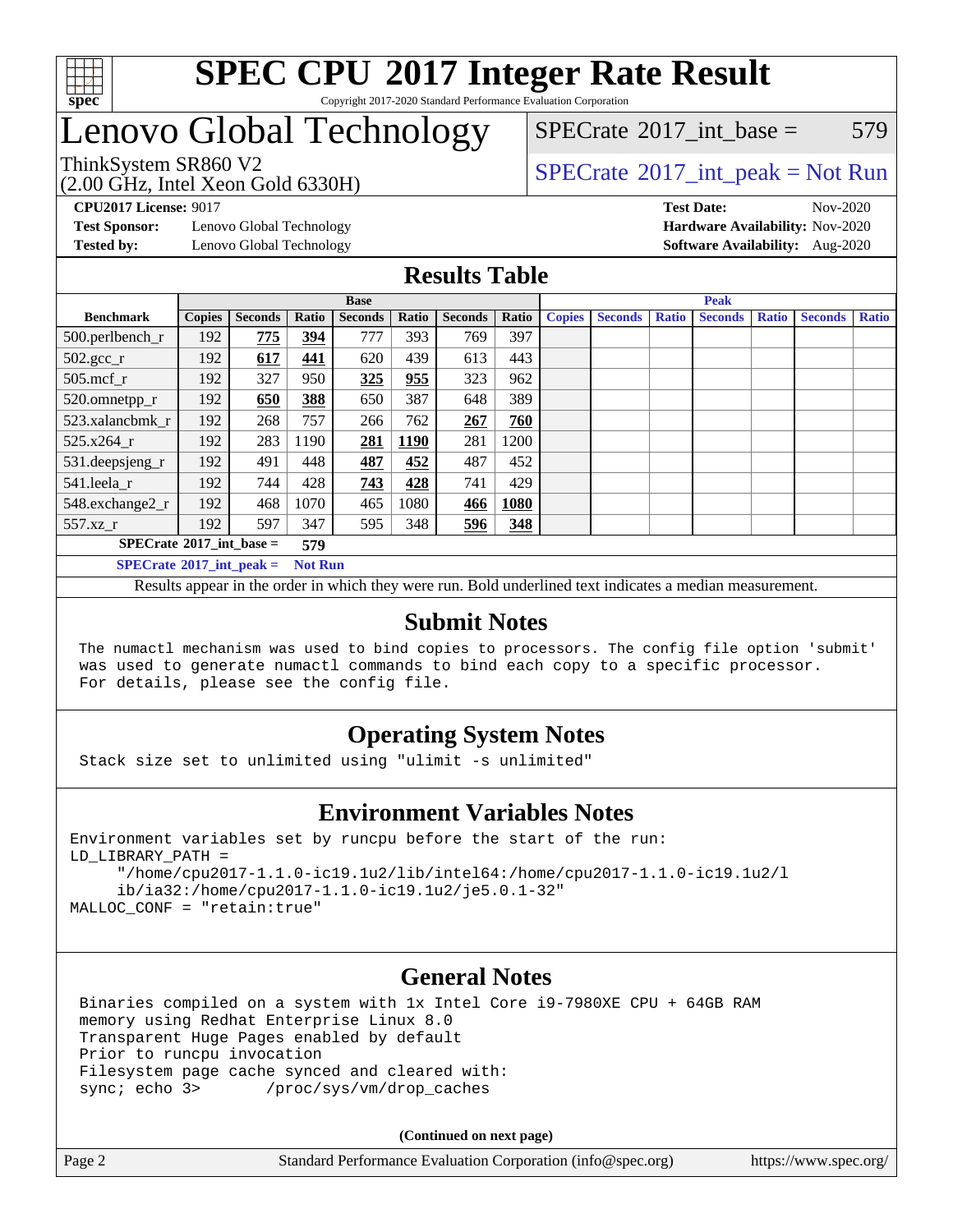# SPEC CPU 2017 Integer Rate Result

Copyright 2017-2020 Standard Performance Evaluation Corporation

## Lenovo Global Technology

ThinkSystem SR860 V2
(2.00 GHz, Intel Xeon Gold 6330H)

SPECrate 2017_int_base = 579

SPECrate 2017_int_peak = Not Run

**CPU2017 License:** 9017
**Test Sponsor:** Lenovo Global Technology
**Tested by:** Lenovo Global Technology

**Test Date:** Nov-2020
**Hardware Availability:** Nov-2020
**Software Availability:** Aug-2020

## Results Table

| Benchmark | Base | | | | | | | Peak | | | | | | |
|---|---|---|---|---|---|---|---|---|---|---|---|---|---|---|
| | Copies | Seconds | Ratio | Seconds | Ratio | Seconds | Ratio | Copies | Seconds | Ratio | Seconds | Ratio | Seconds | Ratio |
| 500.perlbench_r | 192 | **775** | **394** | 777 | 393 | 769 | 397 | | | | | | | |
| 502.gcc_r | 192 | **617** | **441** | 620 | 439 | 613 | 443 | | | | | | | |
| 505.mcf_r | 192 | 327 | 950 | **325** | **955** | 323 | 962 | | | | | | | |
| 520.omnetpp_r | 192 | **650** | **388** | 650 | 387 | 648 | 389 | | | | | | | |
| 523.xalancbmk_r | 192 | 268 | 757 | 266 | 762 | **267** | **760** | | | | | | | |
| 525.x264_r | 192 | 283 | 1190 | **281** | **1190** | 281 | 1200 | | | | | | | |
| 531.deepsjeng_r | 192 | 491 | 448 | **487** | **452** | 487 | 452 | | | | | | | |
| 541.leela_r | 192 | 744 | 428 | **743** | **428** | 741 | 429 | | | | | | | |
| 548.exchange2_r | 192 | 468 | 1070 | 465 | 1080 | **466** | **1080** | | | | | | | |
| 557.xz_r | 192 | 597 | 347 | 595 | 348 | **596** | **348** | | | | | | | |

**SPECrate 2017_int_base = 579**

**SPECrate 2017_int_peak = Not Run**

Results appear in the order in which they were run. Bold underlined text indicates a median measurement.

## Submit Notes

```
The numactl mechanism was used to bind copies to processors. The config file option 'submit'
was used to generate numactl commands to bind each copy to a specific processor.
For details, please see the config file.
```

## Operating System Notes

```
Stack size set to unlimited using "ulimit -s unlimited"
```

## Environment Variables Notes

```
Environment variables set by runcpu before the start of the run:
LD_LIBRARY_PATH =
     "/home/cpu2017-1.1.0-ic19.1u2/lib/intel64:/home/cpu2017-1.1.0-ic19.1u2/l
     ib/ia32:/home/cpu2017-1.1.0-ic19.1u2/je5.0.1-32"
MALLOC_CONF = "retain:true"
```

## General Notes

```
Binaries compiled on a system with 1x Intel Core i9-7980XE CPU + 64GB RAM
memory using Redhat Enterprise Linux 8.0
Transparent Huge Pages enabled by default
Prior to runcpu invocation
Filesystem page cache synced and cleared with:
sync; echo 3>       /proc/sys/vm/drop_caches
```

**(Continued on next page)**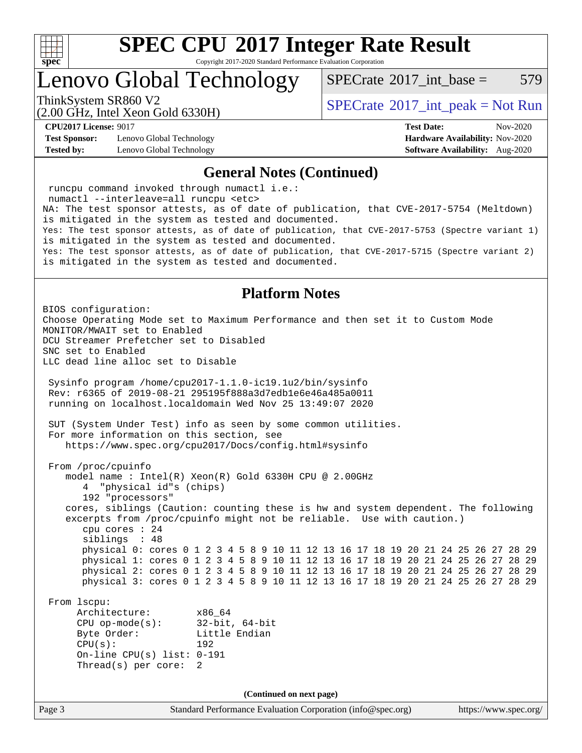# SPEC CPU 2017 Integer Rate Result

Copyright 2017-2020 Standard Performance Evaluation Corporation

## Lenovo Global Technology

ThinkSystem SR860 V2
(2.00 GHz, Intel Xeon Gold 6330H)

SPECrate 2017_int_base = 579

SPECrate 2017_int_peak = Not Run

**CPU2017 License:** 9017
**Test Sponsor:** Lenovo Global Technology
**Tested by:** Lenovo Global Technology

**Test Date:** Nov-2020
**Hardware Availability:** Nov-2020
**Software Availability:** Aug-2020

## General Notes (Continued)

```
 runcpu command invoked through numactl i.e.:
 numactl --interleave=all runcpu <etc>
NA: The test sponsor attests, as of date of publication, that CVE-2017-5754 (Meltdown)
is mitigated in the system as tested and documented.
Yes: The test sponsor attests, as of date of publication, that CVE-2017-5753 (Spectre variant 1)
is mitigated in the system as tested and documented.
Yes: The test sponsor attests, as of date of publication, that CVE-2017-5715 (Spectre variant 2)
is mitigated in the system as tested and documented.
```

## Platform Notes

```
BIOS configuration:
Choose Operating Mode set to Maximum Performance and then set it to Custom Mode
MONITOR/MWAIT set to Enabled
DCU Streamer Prefetcher set to Disabled
SNC set to Enabled
LLC dead line alloc set to Disable

 Sysinfo program /home/cpu2017-1.1.0-ic19.1u2/bin/sysinfo
 Rev: r6365 of 2019-08-21 295195f888a3d7edb1e6e46a485a0011
 running on localhost.localdomain Wed Nov 25 13:49:07 2020

 SUT (System Under Test) info as seen by some common utilities.
 For more information on this section, see
    https://www.spec.org/cpu2017/Docs/config.html#sysinfo

 From /proc/cpuinfo
    model name : Intel(R) Xeon(R) Gold 6330H CPU @ 2.00GHz
       4  "physical id"s (chips)
       192 "processors"
    cores, siblings (Caution: counting these is hw and system dependent. The following
    excerpts from /proc/cpuinfo might not be reliable.  Use with caution.)
       cpu cores : 24
       siblings  : 48
       physical 0: cores 0 1 2 3 4 5 8 9 10 11 12 13 16 17 18 19 20 21 24 25 26 27 28 29
       physical 1: cores 0 1 2 3 4 5 8 9 10 11 12 13 16 17 18 19 20 21 24 25 26 27 28 29
       physical 2: cores 0 1 2 3 4 5 8 9 10 11 12 13 16 17 18 19 20 21 24 25 26 27 28 29
       physical 3: cores 0 1 2 3 4 5 8 9 10 11 12 13 16 17 18 19 20 21 24 25 26 27 28 29

 From lscpu:
      Architecture:        x86_64
      CPU op-mode(s):      32-bit, 64-bit
      Byte Order:          Little Endian
      CPU(s):              192
      On-line CPU(s) list: 0-191
      Thread(s) per core:  2
```

(Continued on next page)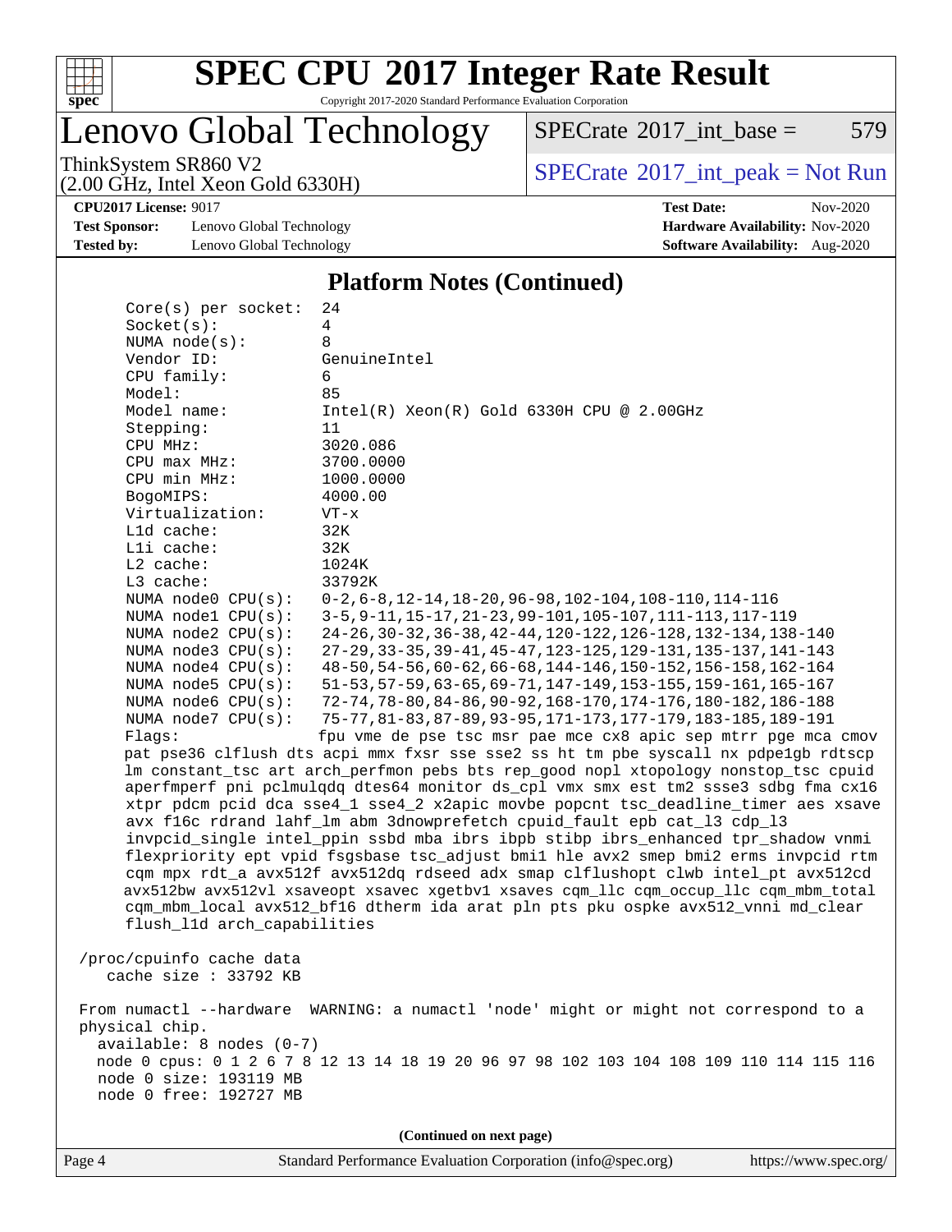## Platform Notes (Continued)

```
      Core(s) per socket:  24
      Socket(s):           4
      NUMA node(s):        8
      Vendor ID:           GenuineIntel
      CPU family:          6
      Model:               85
      Model name:          Intel(R) Xeon(R) Gold 6330H CPU @ 2.00GHz
      Stepping:            11
      CPU MHz:             3020.086
      CPU max MHz:         3700.0000
      CPU min MHz:         1000.0000
      BogoMIPS:            4000.00
      Virtualization:      VT-x
      L1d cache:           32K
      L1i cache:           32K
      L2 cache:            1024K
      L3 cache:            33792K
      NUMA node0 CPU(s):   0-2,6-8,12-14,18-20,96-98,102-104,108-110,114-116
      NUMA node1 CPU(s):   3-5,9-11,15-17,21-23,99-101,105-107,111-113,117-119
      NUMA node2 CPU(s):   24-26,30-32,36-38,42-44,120-122,126-128,132-134,138-140
      NUMA node3 CPU(s):   27-29,33-35,39-41,45-47,123-125,129-131,135-137,141-143
      NUMA node4 CPU(s):   48-50,54-56,60-62,66-68,144-146,150-152,156-158,162-164
      NUMA node5 CPU(s):   51-53,57-59,63-65,69-71,147-149,153-155,159-161,165-167
      NUMA node6 CPU(s):   72-74,78-80,84-86,90-92,168-170,174-176,180-182,186-188
      NUMA node7 CPU(s):   75-77,81-83,87-89,93-95,171-173,177-179,183-185,189-191
      Flags:              fpu vme de pse tsc msr pae mce cx8 apic sep mtrr pge mca cmov
      pat pse36 clflush dts acpi mmx fxsr sse sse2 ss ht tm pbe syscall nx pdpe1gb rdtscp
      lm constant_tsc art arch_perfmon pebs bts rep_good nopl xtopology nonstop_tsc cpuid
      aperfmperf pni pclmulqdq dtes64 monitor ds_cpl vmx smx est tm2 ssse3 sdbg fma cx16
      xtpr pdcm pcid dca sse4_1 sse4_2 x2apic movbe popcnt tsc_deadline_timer aes xsave
      avx f16c rdrand lahf_lm abm 3dnowprefetch cpuid_fault epb cat_l3 cdp_l3
      invpcid_single intel_ppin ssbd mba ibrs ibpb stibp ibrs_enhanced tpr_shadow vnmi
      flexpriority ept vpid fsgsbase tsc_adjust bmi1 hle avx2 smep bmi2 erms invpcid rtm
      cqm mpx rdt_a avx512f avx512dq rdseed adx smap clflushopt clwb intel_pt avx512cd
      avx512bw avx512vl xsaveopt xsavec xgetbv1 xsaves cqm_llc cqm_occup_llc cqm_mbm_total
      cqm_mbm_local avx512_bf16 dtherm ida arat pln pts pku ospke avx512_vnni md_clear
      flush_l1d arch_capabilities

 /proc/cpuinfo cache data
    cache size : 33792 KB

 From numactl --hardware  WARNING: a numactl 'node' might or might not correspond to a
 physical chip.
   available: 8 nodes (0-7)
   node 0 cpus: 0 1 2 6 7 8 12 13 14 18 19 20 96 97 98 102 103 104 108 109 110 114 115 116
   node 0 size: 193119 MB
   node 0 free: 192727 MB
```

(Continued on next page)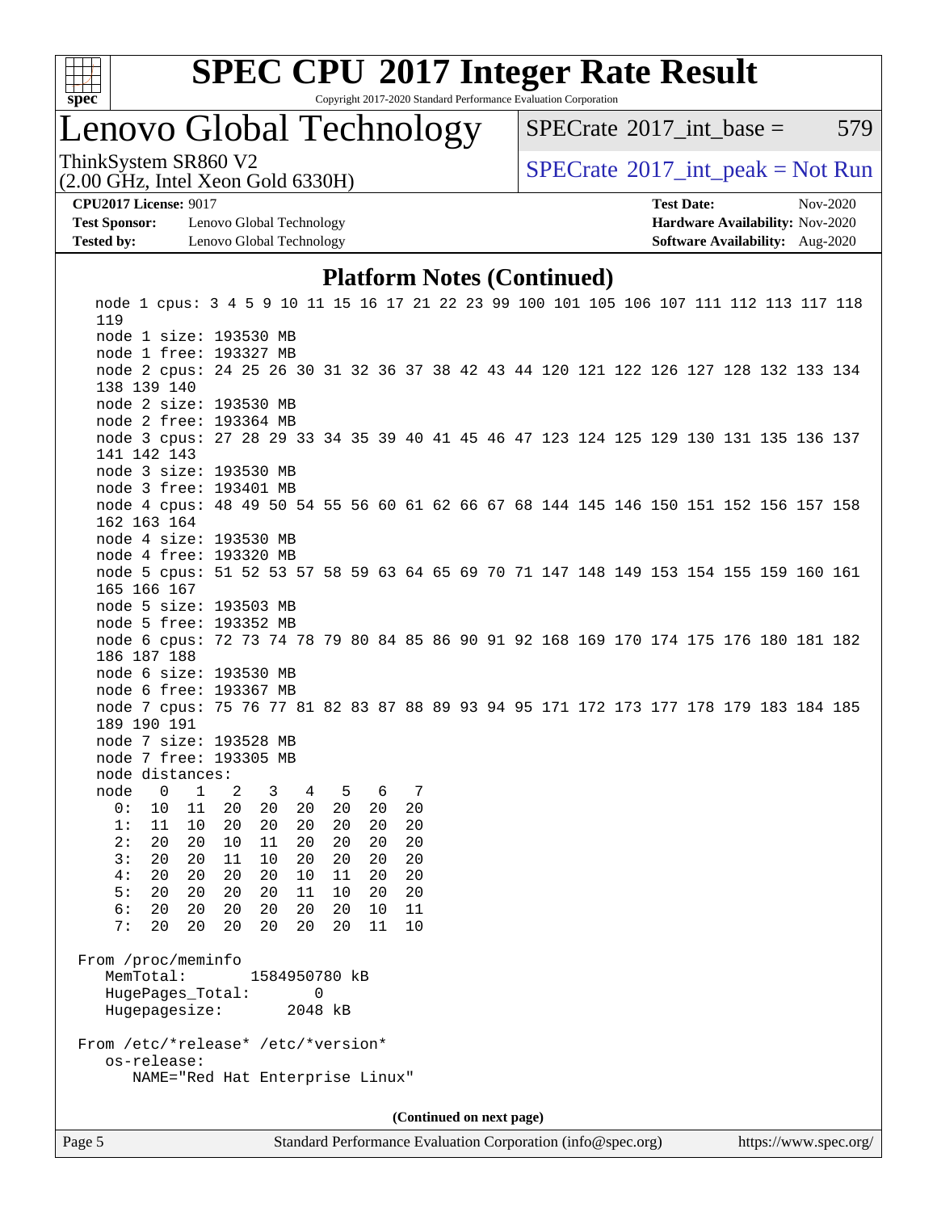# SPEC CPU 2017 Integer Rate Result

Copyright 2017-2020 Standard Performance Evaluation Corporation

## Lenovo Global Technology

ThinkSystem SR860 V2
(2.00 GHz, Intel Xeon Gold 6330H)

SPECrate 2017_int_base = 579

SPECrate 2017_int_peak = Not Run

**CPU2017 License:** 9017
**Test Sponsor:** Lenovo Global Technology
**Tested by:** Lenovo Global Technology

**Test Date:** Nov-2020
**Hardware Availability:** Nov-2020
**Software Availability:** Aug-2020

### Platform Notes (Continued)

```
   node 1 cpus: 3 4 5 9 10 11 15 16 17 21 22 23 99 100 101 105 106 107 111 112 113 117 118
   119
   node 1 size: 193530 MB
   node 1 free: 193327 MB
   node 2 cpus: 24 25 26 30 31 32 36 37 38 42 43 44 120 121 122 126 127 128 132 133 134
   138 139 140
   node 2 size: 193530 MB
   node 2 free: 193364 MB
   node 3 cpus: 27 28 29 33 34 35 39 40 41 45 46 47 123 124 125 129 130 131 135 136 137
   141 142 143
   node 3 size: 193530 MB
   node 3 free: 193401 MB
   node 4 cpus: 48 49 50 54 55 56 60 61 62 66 67 68 144 145 146 150 151 152 156 157 158
   162 163 164
   node 4 size: 193530 MB
   node 4 free: 193320 MB
   node 5 cpus: 51 52 53 57 58 59 63 64 65 69 70 71 147 148 149 153 154 155 159 160 161
   165 166 167
   node 5 size: 193503 MB
   node 5 free: 193352 MB
   node 6 cpus: 72 73 74 78 79 80 84 85 86 90 91 92 168 169 170 174 175 176 180 181 182
   186 187 188
   node 6 size: 193530 MB
   node 6 free: 193367 MB
   node 7 cpus: 75 76 77 81 82 83 87 88 89 93 94 95 171 172 173 177 178 179 183 184 185
   189 190 191
   node 7 size: 193528 MB
   node 7 free: 193305 MB
   node distances:
   node   0   1   2   3   4   5   6   7
     0:  10  11  20  20  20  20  20  20
     1:  11  10  20  20  20  20  20  20
     2:  20  20  10  11  20  20  20  20
     3:  20  20  11  10  20  20  20  20
     4:  20  20  20  20  10  11  20  20
     5:  20  20  20  20  11  10  20  20
     6:  20  20  20  20  20  20  10  11
     7:  20  20  20  20  20  20  11  10

 From /proc/meminfo
    MemTotal:       1584950780 kB
    HugePages_Total:       0
    Hugepagesize:       2048 kB

 From /etc/*release* /etc/*version*
    os-release:
       NAME="Red Hat Enterprise Linux"
```

(Continued on next page)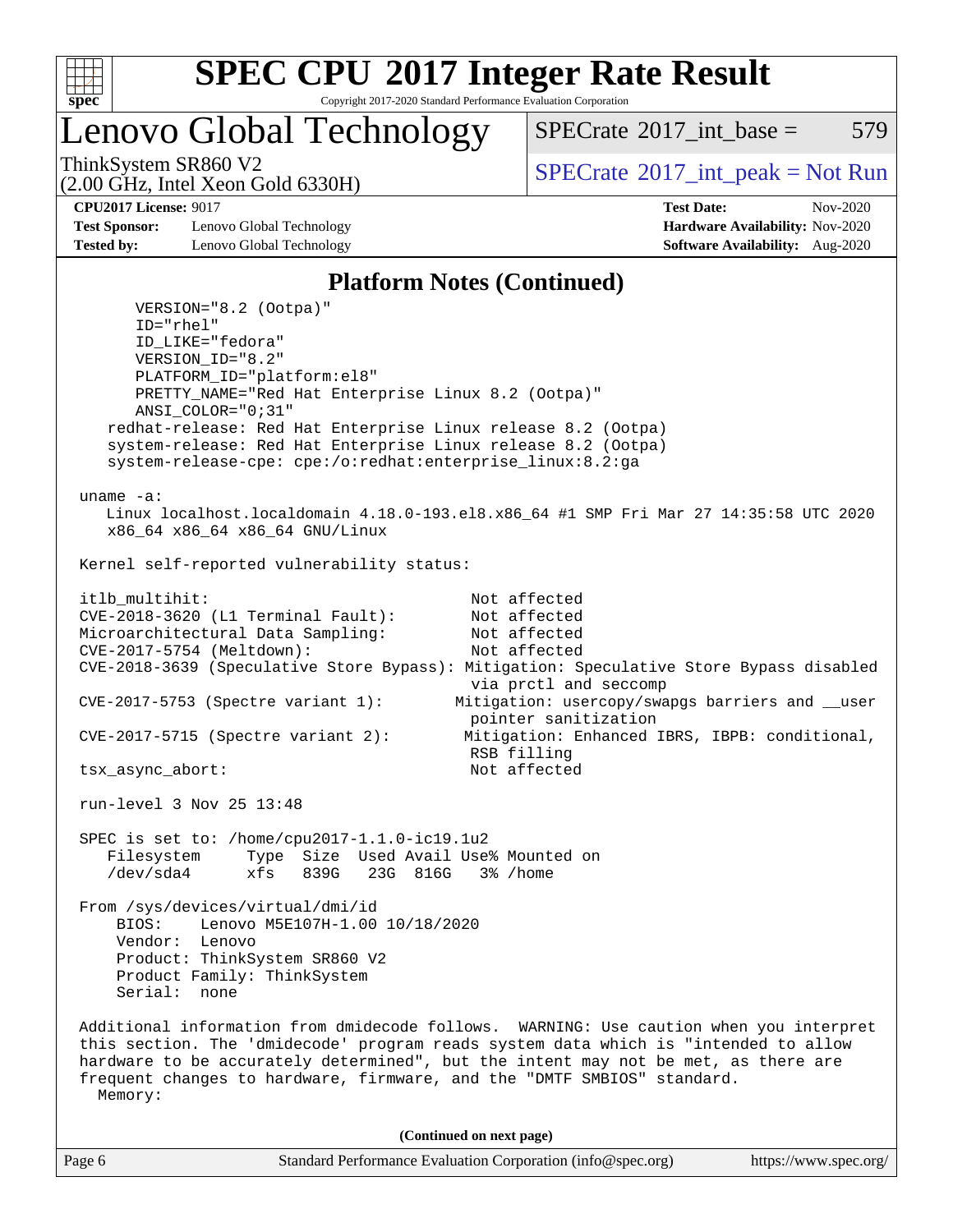## Platform Notes (Continued)

```
      VERSION="8.2 (Ootpa)"
      ID="rhel"
      ID_LIKE="fedora"
      VERSION_ID="8.2"
      PLATFORM_ID="platform:el8"
      PRETTY_NAME="Red Hat Enterprise Linux 8.2 (Ootpa)"
      ANSI_COLOR="0;31"
    redhat-release: Red Hat Enterprise Linux release 8.2 (Ootpa)
    system-release: Red Hat Enterprise Linux release 8.2 (Ootpa)
    system-release-cpe: cpe:/o:redhat:enterprise_linux:8.2:ga

 uname -a:
    Linux localhost.localdomain 4.18.0-193.el8.x86_64 #1 SMP Fri Mar 27 14:35:58 UTC 2020
    x86_64 x86_64 x86_64 GNU/Linux

 Kernel self-reported vulnerability status:

 itlb_multihit:                                         Not affected
 CVE-2018-3620 (L1 Terminal Fault):                     Not affected
 Microarchitectural Data Sampling:                      Not affected
 CVE-2017-5754 (Meltdown):                              Not affected
 CVE-2018-3639 (Speculative Store Bypass): Mitigation: Speculative Store Bypass disabled
                                                        via prctl and seccomp
 CVE-2017-5753 (Spectre variant 1):                   Mitigation: usercopy/swapgs barriers and __user
                                                        pointer sanitization
 CVE-2017-5715 (Spectre variant 2):                    Mitigation: Enhanced IBRS, IBPB: conditional,
                                                        RSB filling
 tsx_async_abort:                                       Not affected

 run-level 3 Nov 25 13:48

 SPEC is set to: /home/cpu2017-1.1.0-ic19.1u2
    Filesystem     Type  Size  Used Avail Use% Mounted on
    /dev/sda4      xfs   839G   23G  816G   3% /home

 From /sys/devices/virtual/dmi/id
     BIOS:    Lenovo M5E107H-1.00 10/18/2020
     Vendor:  Lenovo
     Product: ThinkSystem SR860 V2
     Product Family: ThinkSystem
     Serial:  none

 Additional information from dmidecode follows.  WARNING: Use caution when you interpret
 this section. The 'dmidecode' program reads system data which is "intended to allow
 hardware to be accurately determined", but the intent may not be met, as there are
 frequent changes to hardware, firmware, and the "DMTF SMBIOS" standard.
   Memory:
```

(Continued on next page)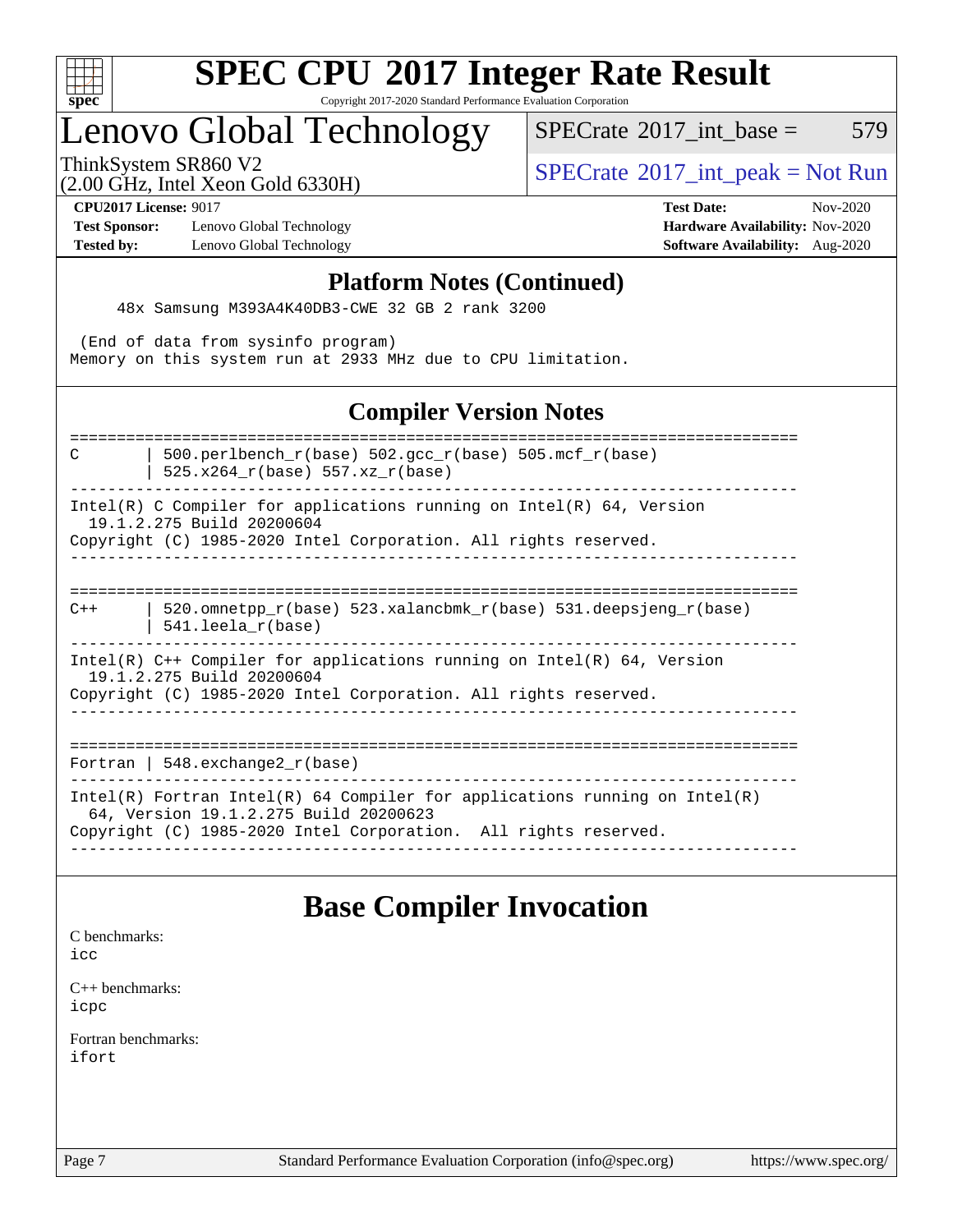# SPEC CPU 2017 Integer Rate Result

Copyright 2017-2020 Standard Performance Evaluation Corporation

## Lenovo Global Technology

ThinkSystem SR860 V2
(2.00 GHz, Intel Xeon Gold 6330H)

SPECrate 2017_int_base = 579

SPECrate 2017_int_peak = Not Run

**CPU2017 License:** 9017
**Test Sponsor:** Lenovo Global Technology
**Tested by:** Lenovo Global Technology

**Test Date:** Nov-2020
**Hardware Availability:** Nov-2020
**Software Availability:** Aug-2020

## Platform Notes (Continued)

```
    48x Samsung M393A4K40DB3-CWE 32 GB 2 rank 3200

 (End of data from sysinfo program)
Memory on this system run at 2933 MHz due to CPU limitation.
```

## Compiler Version Notes

```
==============================================================================
C       | 500.perlbench_r(base) 502.gcc_r(base) 505.mcf_r(base)
        | 525.x264_r(base) 557.xz_r(base)
------------------------------------------------------------------------------
Intel(R) C Compiler for applications running on Intel(R) 64, Version
  19.1.2.275 Build 20200604
Copyright (C) 1985-2020 Intel Corporation. All rights reserved.
------------------------------------------------------------------------------

==============================================================================
C++     | 520.omnetpp_r(base) 523.xalancbmk_r(base) 531.deepsjeng_r(base)
        | 541.leela_r(base)
------------------------------------------------------------------------------
Intel(R) C++ Compiler for applications running on Intel(R) 64, Version
  19.1.2.275 Build 20200604
Copyright (C) 1985-2020 Intel Corporation. All rights reserved.
------------------------------------------------------------------------------

==============================================================================
Fortran | 548.exchange2_r(base)
------------------------------------------------------------------------------
Intel(R) Fortran Intel(R) 64 Compiler for applications running on Intel(R)
  64, Version 19.1.2.275 Build 20200623
Copyright (C) 1985-2020 Intel Corporation.  All rights reserved.
------------------------------------------------------------------------------
```

## Base Compiler Invocation

C benchmarks:
icc

C++ benchmarks:
icpc

Fortran benchmarks:
ifort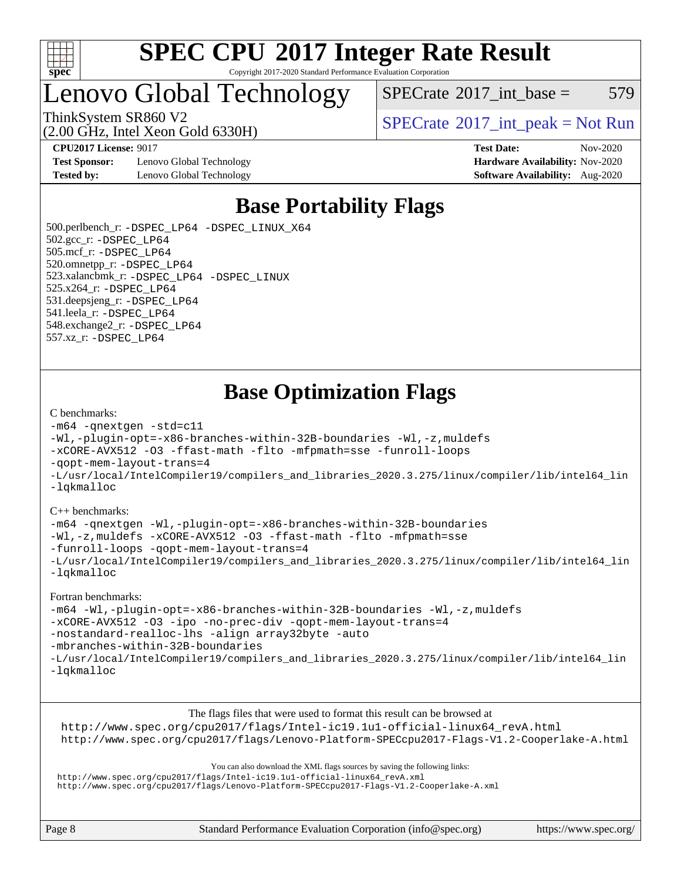# SPEC CPU 2017 Integer Rate Result

Copyright 2017-2020 Standard Performance Evaluation Corporation

## Lenovo Global Technology

ThinkSystem SR860 V2
(2.00 GHz, Intel Xeon Gold 6330H)

SPECrate 2017_int_base = 579

SPECrate 2017_int_peak = Not Run

**CPU2017 License:** 9017
**Test Sponsor:** Lenovo Global Technology
**Tested by:** Lenovo Global Technology

**Test Date:** Nov-2020
**Hardware Availability:** Nov-2020
**Software Availability:** Aug-2020

## Base Portability Flags

500.perlbench_r: -DSPEC_LP64 -DSPEC_LINUX_X64
502.gcc_r: -DSPEC_LP64
505.mcf_r: -DSPEC_LP64
520.omnetpp_r: -DSPEC_LP64
523.xalancbmk_r: -DSPEC_LP64 -DSPEC_LINUX
525.x264_r: -DSPEC_LP64
531.deepsjeng_r: -DSPEC_LP64
541.leela_r: -DSPEC_LP64
548.exchange2_r: -DSPEC_LP64
557.xz_r: -DSPEC_LP64

## Base Optimization Flags

C benchmarks:

```
-m64 -qnextgen -std=c11
-Wl,-plugin-opt=-x86-branches-within-32B-boundaries -Wl,-z,muldefs
-xCORE-AVX512 -O3 -ffast-math -flto -mfpmath=sse -funroll-loops
-qopt-mem-layout-trans=4
-L/usr/local/IntelCompiler19/compilers_and_libraries_2020.3.275/linux/compiler/lib/intel64_lin
-lqkmalloc
```

C++ benchmarks:

```
-m64 -qnextgen -Wl,-plugin-opt=-x86-branches-within-32B-boundaries
-Wl,-z,muldefs -xCORE-AVX512 -O3 -ffast-math -flto -mfpmath=sse
-funroll-loops -qopt-mem-layout-trans=4
-L/usr/local/IntelCompiler19/compilers_and_libraries_2020.3.275/linux/compiler/lib/intel64_lin
-lqkmalloc
```

Fortran benchmarks:

```
-m64 -Wl,-plugin-opt=-x86-branches-within-32B-boundaries -Wl,-z,muldefs
-xCORE-AVX512 -O3 -ipo -no-prec-div -qopt-mem-layout-trans=4
-nostandard-realloc-lhs -align array32byte -auto
-mbranches-within-32B-boundaries
-L/usr/local/IntelCompiler19/compilers_and_libraries_2020.3.275/linux/compiler/lib/intel64_lin
-lqkmalloc
```

The flags files that were used to format this result can be browsed at
http://www.spec.org/cpu2017/flags/Intel-ic19.1u1-official-linux64_revA.html
http://www.spec.org/cpu2017/flags/Lenovo-Platform-SPECcpu2017-Flags-V1.2-Cooperlake-A.html

You can also download the XML flags sources by saving the following links:
http://www.spec.org/cpu2017/flags/Intel-ic19.1u1-official-linux64_revA.xml
http://www.spec.org/cpu2017/flags/Lenovo-Platform-SPECcpu2017-Flags-V1.2-Cooperlake-A.xml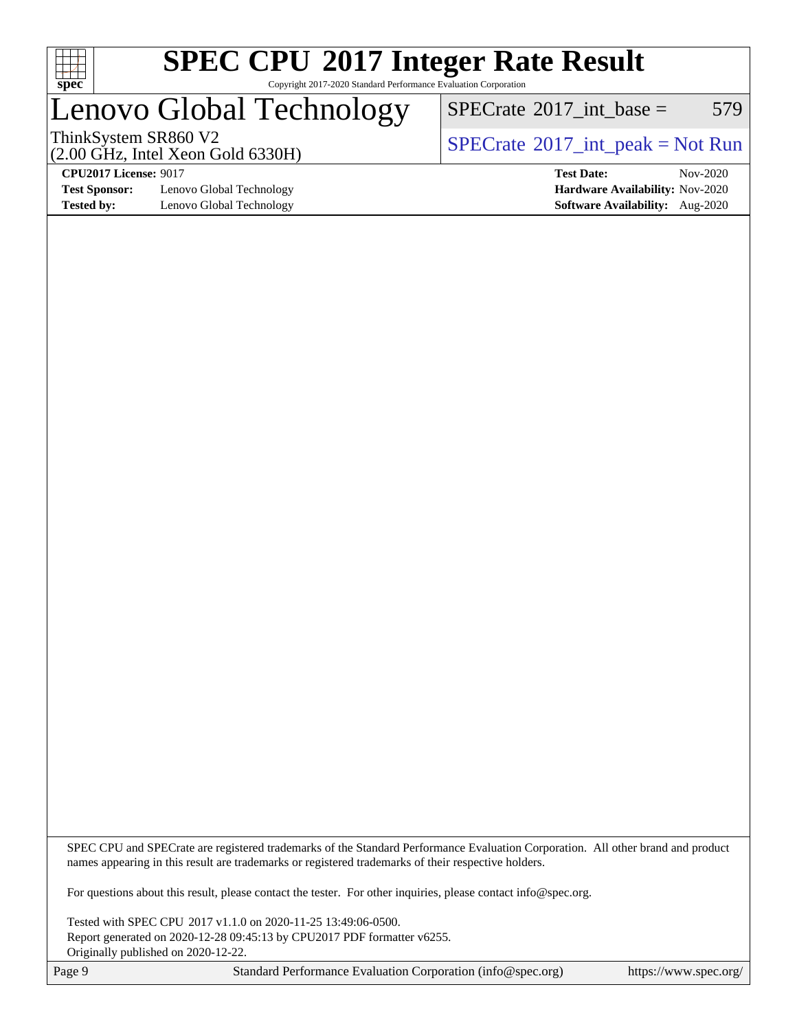SPEC CPU and SPECrate are registered trademarks of the Standard Performance Evaluation Corporation. All other brand and product names appearing in this result are trademarks or registered trademarks of their respective holders.

For questions about this result, please contact the tester. For other inquiries, please contact info@spec.org.

Tested with SPEC CPU 2017 v1.1.0 on 2020-11-25 13:49:06-0500.
Report generated on 2020-12-28 09:45:13 by CPU2017 PDF formatter v6255.
Originally published on 2020-12-22.